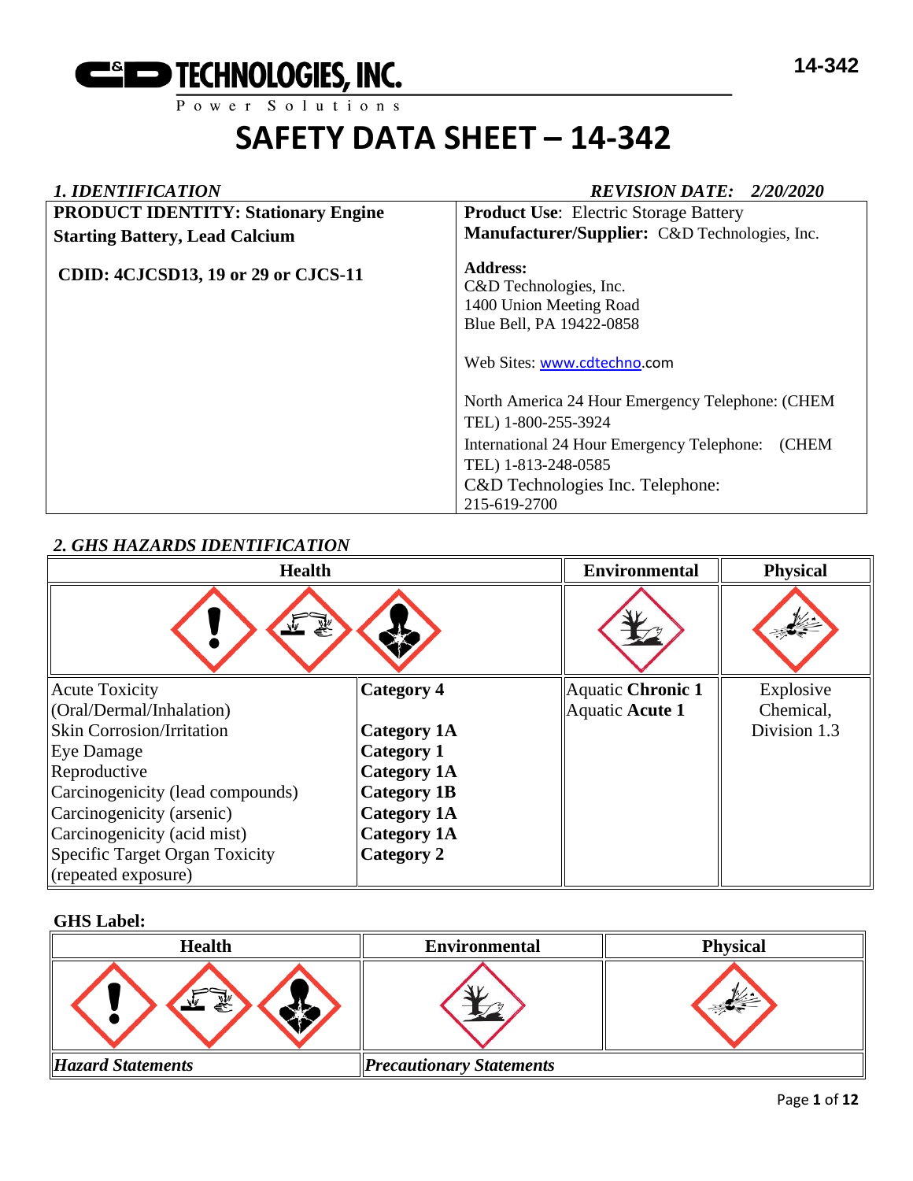C&D TECHNOLOGIES, INC.

Power Solutions

14-342

# SAFETY DATA SHEET – 14-342

## *1. IDENTIFICATION*

*REVISION DATE: 2/20/2020*

| | |
|---|---|
| **PRODUCT IDENTITY: Stationary Engine Starting Battery, Lead Calcium**<br><br>**CDID: 4CJCSD13, 19 or 29 or CJCS-11** | **Product Use**: Electric Storage Battery<br>**Manufacturer/Supplier:** C&D Technologies, Inc.<br><br>**Address:**<br>C&D Technologies, Inc.<br>1400 Union Meeting Road<br>Blue Bell, PA 19422-0858<br><br>Web Sites: www.cdtechno.com<br><br>North America 24 Hour Emergency Telephone: (CHEM TEL) 1-800-255-3924<br>International 24 Hour Emergency Telephone: (CHEM TEL) 1-813-248-0585<br>C&D Technologies Inc. Telephone: 215-619-2700 |

## *2. GHS HAZARDS IDENTIFICATION*

| Health | | Environmental | Physical |
|---|---|---|---|
| Acute Toxicity (Oral/Dermal/Inhalation) | **Category 4** | Aquatic **Chronic 1**<br>Aquatic **Acute 1** | Explosive Chemical, Division 1.3 |
| Skin Corrosion/Irritation | **Category 1A** | | |
| Eye Damage | **Category 1** | | |
| Reproductive | **Category 1A** | | |
| Carcinogenicity (lead compounds) | **Category 1B** | | |
| Carcinogenicity (arsenic) | **Category 1A** | | |
| Carcinogenicity (acid mist) | **Category 1A** | | |
| Specific Target Organ Toxicity (repeated exposure) | **Category 2** | | |

**GHS Label:**

| Health | Environmental | Physical |
|---|---|---|
| ***Hazard Statements*** | ***Precautionary Statements*** | |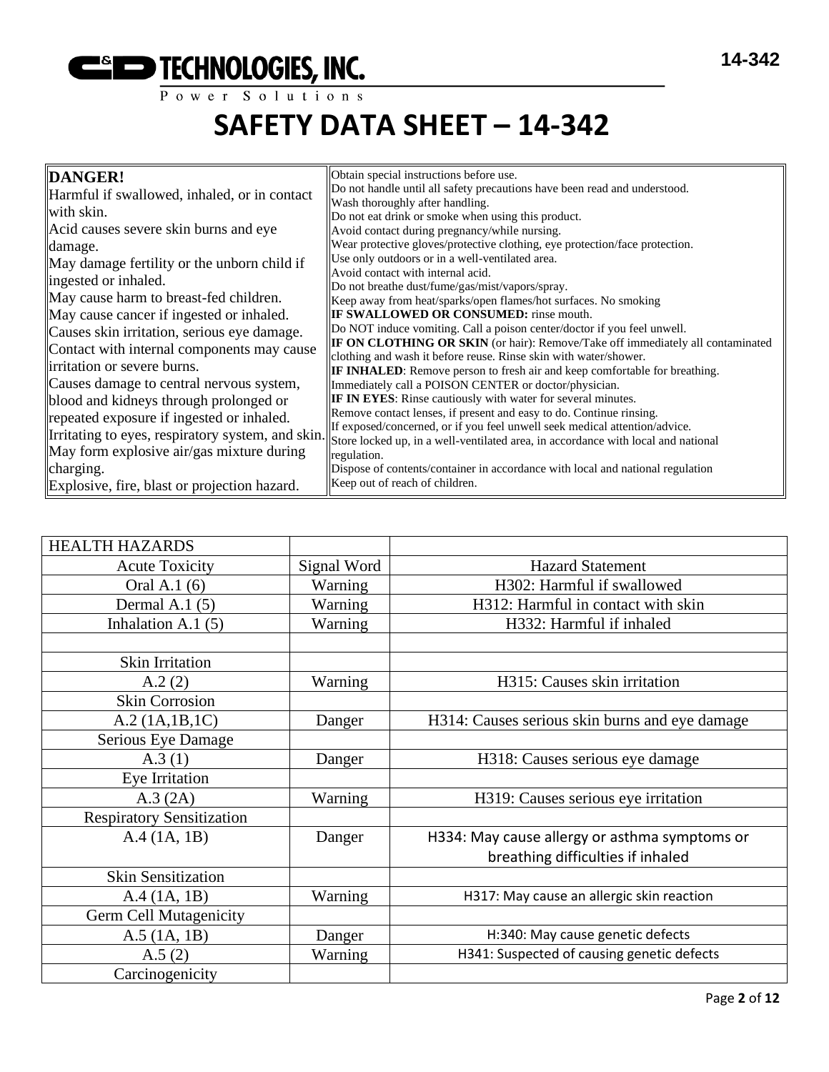# SAFETY DATA SHEET – 14-342

| **DANGER!** Harmful if swallowed, inhaled, or in contact with skin. Acid causes severe skin burns and eye damage. May damage fertility or the unborn child if ingested or inhaled. May cause harm to breast-fed children. May cause cancer if ingested or inhaled. Causes skin irritation, serious eye damage. Contact with internal components may cause irritation or severe burns. Causes damage to central nervous system, blood and kidneys through prolonged or repeated exposure if ingested or inhaled. Irritating to eyes, respiratory system, and skin. May form explosive air/gas mixture during charging. Explosive, fire, blast or projection hazard. | Obtain special instructions before use. Do not handle until all safety precautions have been read and understood. Wash thoroughly after handling. Do not eat drink or smoke when using this product. Avoid contact during pregnancy/while nursing. Wear protective gloves/protective clothing, eye protection/face protection. Use only outdoors or in a well-ventilated area. Avoid contact with internal acid. Do not breathe dust/fume/gas/mist/vapors/spray. Keep away from heat/sparks/open flames/hot surfaces. No smoking **IF SWALLOWED OR CONSUMED:** rinse mouth. Do NOT induce vomiting. Call a poison center/doctor if you feel unwell. **IF ON CLOTHING OR SKIN** (or hair): Remove/Take off immediately all contaminated clothing and wash it before reuse. Rinse skin with water/shower. **IF INHALED**: Remove person to fresh air and keep comfortable for breathing. Immediately call a POISON CENTER or doctor/physician. **IF IN EYES**: Rinse cautiously with water for several minutes. Remove contact lenses, if present and easy to do. Continue rinsing. If exposed/concerned, or if you feel unwell seek medical attention/advice. Store locked up, in a well-ventilated area, in accordance with local and national regulation. Dispose of contents/container in accordance with local and national regulation Keep out of reach of children. |
|---|---|

| HEALTH HAZARDS | | |
|---|---|---|
| Acute Toxicity | Signal Word | Hazard Statement |
| Oral A.1 (6) | Warning | H302: Harmful if swallowed |
| Dermal A.1 (5) | Warning | H312: Harmful in contact with skin |
| Inhalation A.1 (5) | Warning | H332: Harmful if inhaled |
| | | |
| Skin Irritation | | |
| A.2 (2) | Warning | H315: Causes skin irritation |
| Skin Corrosion | | |
| A.2 (1A,1B,1C) | Danger | H314: Causes serious skin burns and eye damage |
| Serious Eye Damage | | |
| A.3 (1) | Danger | H318: Causes serious eye damage |
| Eye Irritation | | |
| A.3 (2A) | Warning | H319: Causes serious eye irritation |
| Respiratory Sensitization | | |
| A.4 (1A, 1B) | Danger | H334: May cause allergy or asthma symptoms or breathing difficulties if inhaled |
| Skin Sensitization | | |
| A.4 (1A, 1B) | Warning | H317: May cause an allergic skin reaction |
| Germ Cell Mutagenicity | | |
| A.5 (1A, 1B) | Danger | H:340: May cause genetic defects |
| A.5 (2) | Warning | H341: Suspected of causing genetic defects |
| Carcinogenicity | | |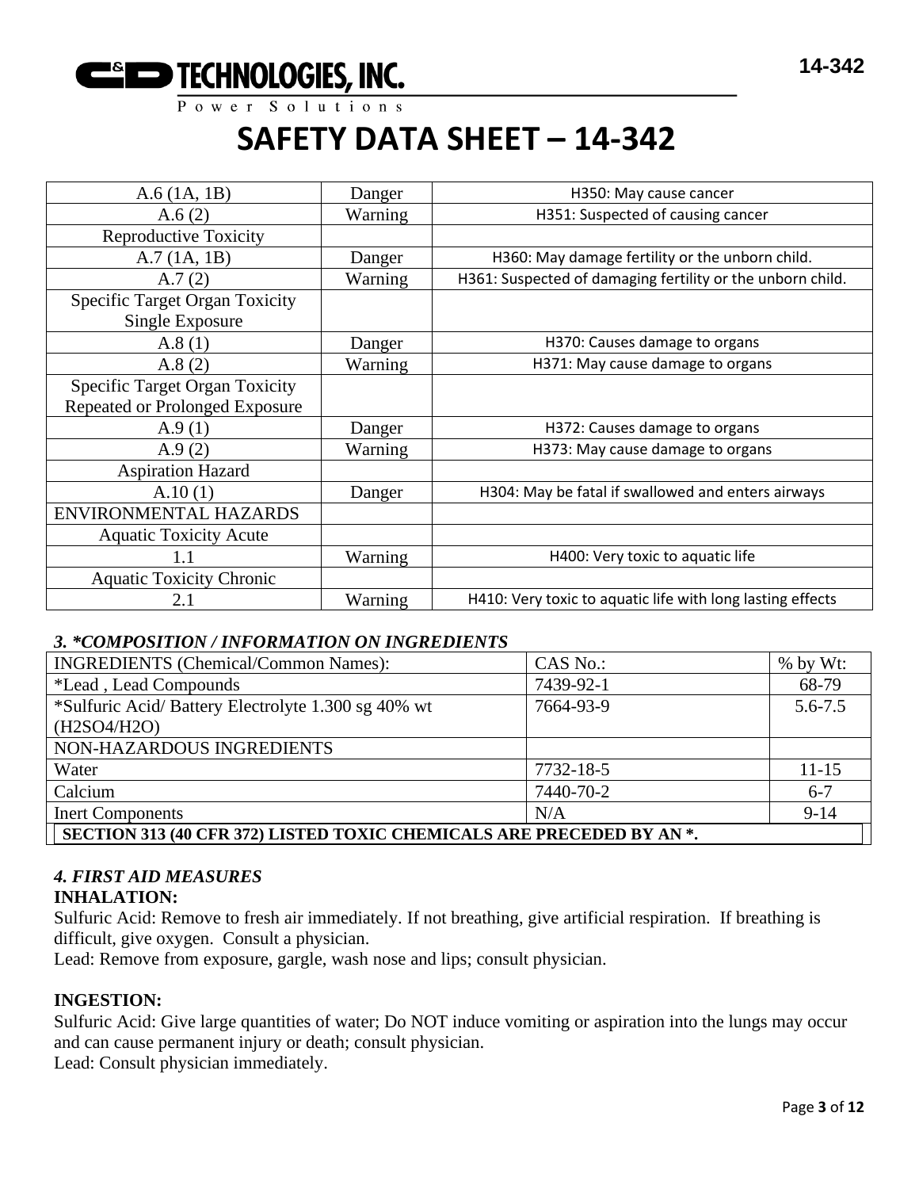# SAFETY DATA SHEET – 14-342

| | | |
|---|---|---|
| A.6 (1A, 1B) | Danger | H350: May cause cancer |
| A.6 (2) | Warning | H351: Suspected of causing cancer |
| Reproductive Toxicity | | |
| A.7 (1A, 1B) | Danger | H360: May damage fertility or the unborn child. |
| A.7 (2) | Warning | H361: Suspected of damaging fertility or the unborn child. |
| Specific Target Organ Toxicity Single Exposure | | |
| A.8 (1) | Danger | H370: Causes damage to organs |
| A.8 (2) | Warning | H371: May cause damage to organs |
| Specific Target Organ Toxicity Repeated or Prolonged Exposure | | |
| A.9 (1) | Danger | H372: Causes damage to organs |
| A.9 (2) | Warning | H373: May cause damage to organs |
| Aspiration Hazard | | |
| A.10 (1) | Danger | H304: May be fatal if swallowed and enters airways |
| ENVIRONMENTAL HAZARDS | | |
| Aquatic Toxicity Acute | | |
| 1.1 | Warning | H400: Very toxic to aquatic life |
| Aquatic Toxicity Chronic | | |
| 2.1 | Warning | H410: Very toxic to aquatic life with long lasting effects |

### *3. *COMPOSITION / INFORMATION ON INGREDIENTS*

| INGREDIENTS (Chemical/Common Names): | CAS No.: | % by Wt: |
|---|---|---|
| *Lead , Lead Compounds | 7439-92-1 | 68-79 |
| *Sulfuric Acid/ Battery Electrolyte 1.300 sg 40% wt (H2SO4/H2O) | 7664-93-9 | 5.6-7.5 |
| NON-HAZARDOUS INGREDIENTS | | |
| Water | 7732-18-5 | 11-15 |
| Calcium | 7440-70-2 | 6-7 |
| Inert Components | N/A | 9-14 |
| **SECTION 313 (40 CFR 372) LISTED TOXIC CHEMICALS ARE PRECEDED BY AN *.** | | |

### *4. FIRST AID MEASURES*

**INHALATION:**

Sulfuric Acid: Remove to fresh air immediately. If not breathing, give artificial respiration. If breathing is difficult, give oxygen. Consult a physician.

Lead: Remove from exposure, gargle, wash nose and lips; consult physician.

**INGESTION:**

Sulfuric Acid: Give large quantities of water; Do NOT induce vomiting or aspiration into the lungs may occur and can cause permanent injury or death; consult physician.

Lead: Consult physician immediately.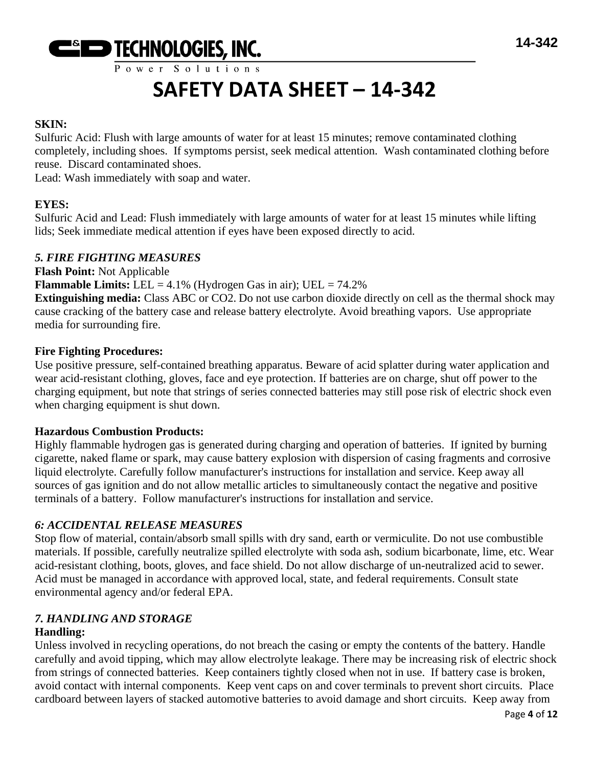**SKIN:**
Sulfuric Acid: Flush with large amounts of water for at least 15 minutes; remove contaminated clothing completely, including shoes. If symptoms persist, seek medical attention. Wash contaminated clothing before reuse. Discard contaminated shoes.
Lead: Wash immediately with soap and water.

**EYES:**
Sulfuric Acid and Lead: Flush immediately with large amounts of water for at least 15 minutes while lifting lids; Seek immediate medical attention if eyes have been exposed directly to acid.

### *5. FIRE FIGHTING MEASURES*

**Flash Point:** Not Applicable
**Flammable Limits:** LEL = 4.1% (Hydrogen Gas in air); UEL = 74.2%
**Extinguishing media:** Class ABC or CO2. Do not use carbon dioxide directly on cell as the thermal shock may cause cracking of the battery case and release battery electrolyte. Avoid breathing vapors. Use appropriate media for surrounding fire.

**Fire Fighting Procedures:**
Use positive pressure, self-contained breathing apparatus. Beware of acid splatter during water application and wear acid-resistant clothing, gloves, face and eye protection. If batteries are on charge, shut off power to the charging equipment, but note that strings of series connected batteries may still pose risk of electric shock even when charging equipment is shut down.

**Hazardous Combustion Products:**
Highly flammable hydrogen gas is generated during charging and operation of batteries. If ignited by burning cigarette, naked flame or spark, may cause battery explosion with dispersion of casing fragments and corrosive liquid electrolyte. Carefully follow manufacturer's instructions for installation and service. Keep away all sources of gas ignition and do not allow metallic articles to simultaneously contact the negative and positive terminals of a battery. Follow manufacturer's instructions for installation and service.

### *6: ACCIDENTAL RELEASE MEASURES*

Stop flow of material, contain/absorb small spills with dry sand, earth or vermiculite. Do not use combustible materials. If possible, carefully neutralize spilled electrolyte with soda ash, sodium bicarbonate, lime, etc. Wear acid-resistant clothing, boots, gloves, and face shield. Do not allow discharge of un-neutralized acid to sewer. Acid must be managed in accordance with approved local, state, and federal requirements. Consult state environmental agency and/or federal EPA.

### *7. HANDLING AND STORAGE*

**Handling:**
Unless involved in recycling operations, do not breach the casing or empty the contents of the battery. Handle carefully and avoid tipping, which may allow electrolyte leakage. There may be increasing risk of electric shock from strings of connected batteries. Keep containers tightly closed when not in use. If battery case is broken, avoid contact with internal components. Keep vent caps on and cover terminals to prevent short circuits. Place cardboard between layers of stacked automotive batteries to avoid damage and short circuits. Keep away from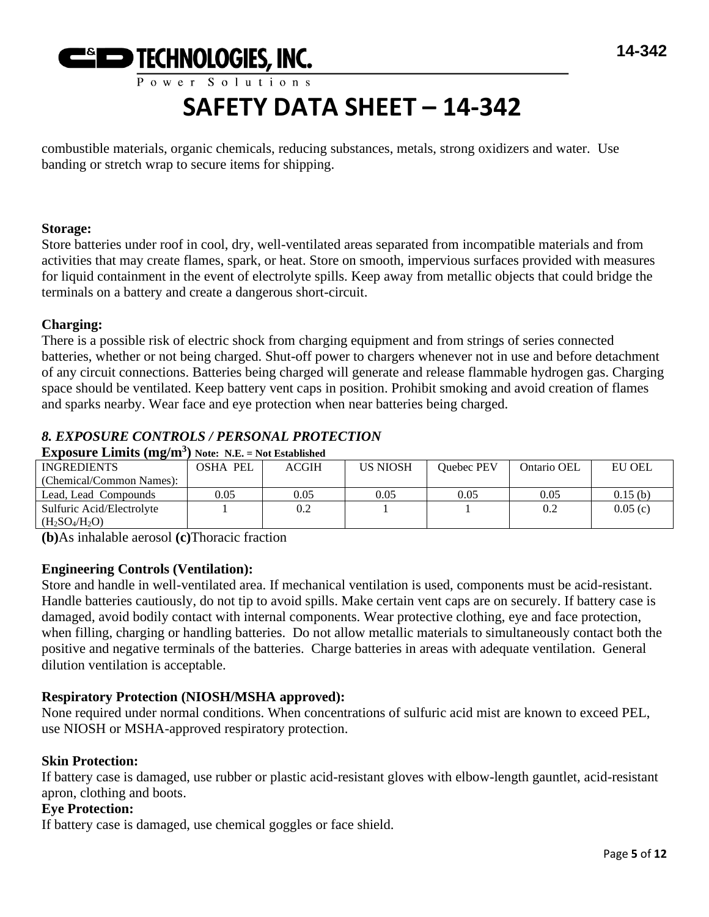combustible materials, organic chemicals, reducing substances, metals, strong oxidizers and water. Use banding or stretch wrap to secure items for shipping.

**Storage:**
Store batteries under roof in cool, dry, well-ventilated areas separated from incompatible materials and from activities that may create flames, spark, or heat. Store on smooth, impervious surfaces provided with measures for liquid containment in the event of electrolyte spills. Keep away from metallic objects that could bridge the terminals on a battery and create a dangerous short-circuit.

**Charging:**
There is a possible risk of electric shock from charging equipment and from strings of series connected batteries, whether or not being charged. Shut-off power to chargers whenever not in use and before detachment of any circuit connections. Batteries being charged will generate and release flammable hydrogen gas. Charging space should be ventilated. Keep battery vent caps in position. Prohibit smoking and avoid creation of flames and sparks nearby. Wear face and eye protection when near batteries being charged.

## *8. EXPOSURE CONTROLS / PERSONAL PROTECTION*

**Exposure Limits ($mg/m^3$)** **Note: N.E. = Not Established**

| INGREDIENTS (Chemical/Common Names): | OSHA PEL | ACGIH | US NIOSH | Quebec PEV | Ontario OEL | EU OEL |
|---|---|---|---|---|---|---|
| Lead, Lead Compounds | 0.05 | 0.05 | 0.05 | 0.05 | 0.05 | 0.15 (b) |
| Sulfuric Acid/Electrolyte ($H_2SO_4/H_2O$) | 1 | 0.2 | 1 | 1 | 0.2 | 0.05 (c) |

**(b)**As inhalable aerosol **(c)**Thoracic fraction

**Engineering Controls (Ventilation):**
Store and handle in well-ventilated area. If mechanical ventilation is used, components must be acid-resistant. Handle batteries cautiously, do not tip to avoid spills. Make certain vent caps are on securely. If battery case is damaged, avoid bodily contact with internal components. Wear protective clothing, eye and face protection, when filling, charging or handling batteries. Do not allow metallic materials to simultaneously contact both the positive and negative terminals of the batteries. Charge batteries in areas with adequate ventilation. General dilution ventilation is acceptable.

**Respiratory Protection (NIOSH/MSHA approved):**
None required under normal conditions. When concentrations of sulfuric acid mist are known to exceed PEL, use NIOSH or MSHA-approved respiratory protection.

**Skin Protection:**
If battery case is damaged, use rubber or plastic acid-resistant gloves with elbow-length gauntlet, acid-resistant apron, clothing and boots.

**Eye Protection:**
If battery case is damaged, use chemical goggles or face shield.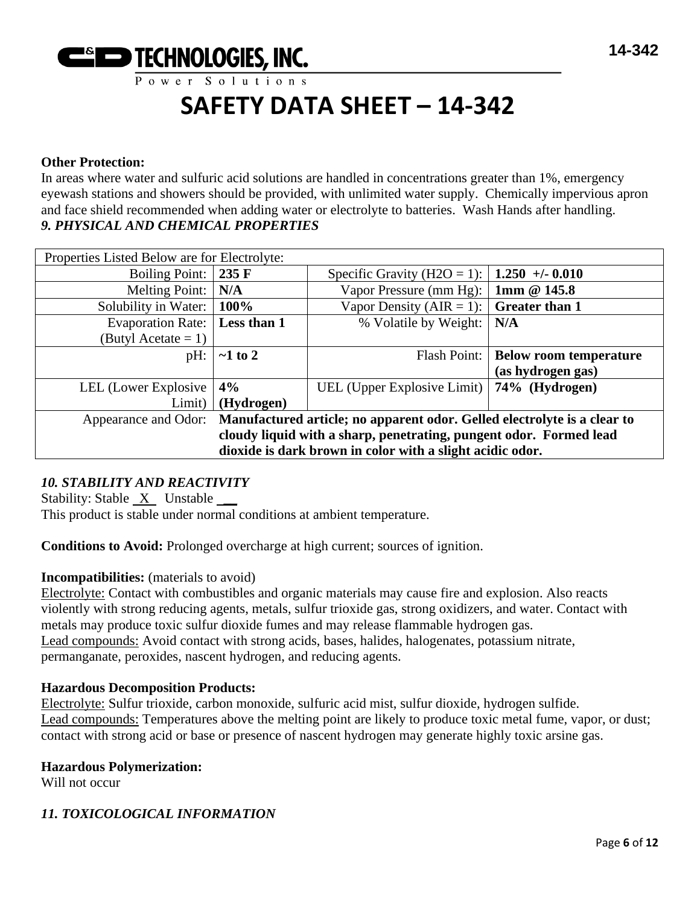**Other Protection:**
In areas where water and sulfuric acid solutions are handled in concentrations greater than 1%, emergency eyewash stations and showers should be provided, with unlimited water supply. Chemically impervious apron and face shield recommended when adding water or electrolyte to batteries. Wash Hands after handling.

### *9. PHYSICAL AND CHEMICAL PROPERTIES*

| Properties Listed Below are for Electrolyte: | | | |
|---|---|---|---|
| Boiling Point: | **235 F** | Specific Gravity ($H2O = 1$): | **1.250 +/- 0.010** |
| Melting Point: | **N/A** | Vapor Pressure (mm Hg): | **1mm @ 145.8** |
| Solubility in Water: | **100%** | Vapor Density (AIR = 1): | **Greater than 1** |
| Evaporation Rate: (Butyl Acetate = 1) | **Less than 1** | % Volatile by Weight: | **N/A** |
| pH: | **~1 to 2** | Flash Point: | **Below room temperature (as hydrogen gas)** |
| LEL (Lower Explosive Limit) | **4% (Hydrogen)** | UEL (Upper Explosive Limit) | **74% (Hydrogen)** |
| Appearance and Odor: | **Manufactured article; no apparent odor. Gelled electrolyte is a clear to cloudy liquid with a sharp, penetrating, pungent odor. Formed lead dioxide is dark brown in color with a slight acidic odor.** | | |

### *10. STABILITY AND REACTIVITY*

Stability: Stable \_X\_ Unstable \_\_

This product is stable under normal conditions at ambient temperature.

**Conditions to Avoid:** Prolonged overcharge at high current; sources of ignition.

**Incompatibilities:** (materials to avoid)

Electrolyte: Contact with combustibles and organic materials may cause fire and explosion. Also reacts violently with strong reducing agents, metals, sulfur trioxide gas, strong oxidizers, and water. Contact with metals may produce toxic sulfur dioxide fumes and may release flammable hydrogen gas.

Lead compounds: Avoid contact with strong acids, bases, halides, halogenates, potassium nitrate, permanganate, peroxides, nascent hydrogen, and reducing agents.

**Hazardous Decomposition Products:**

Electrolyte: Sulfur trioxide, carbon monoxide, sulfuric acid mist, sulfur dioxide, hydrogen sulfide.

Lead compounds: Temperatures above the melting point are likely to produce toxic metal fume, vapor, or dust; contact with strong acid or base or presence of nascent hydrogen may generate highly toxic arsine gas.

**Hazardous Polymerization:**

Will not occur

### *11. TOXICOLOGICAL INFORMATION*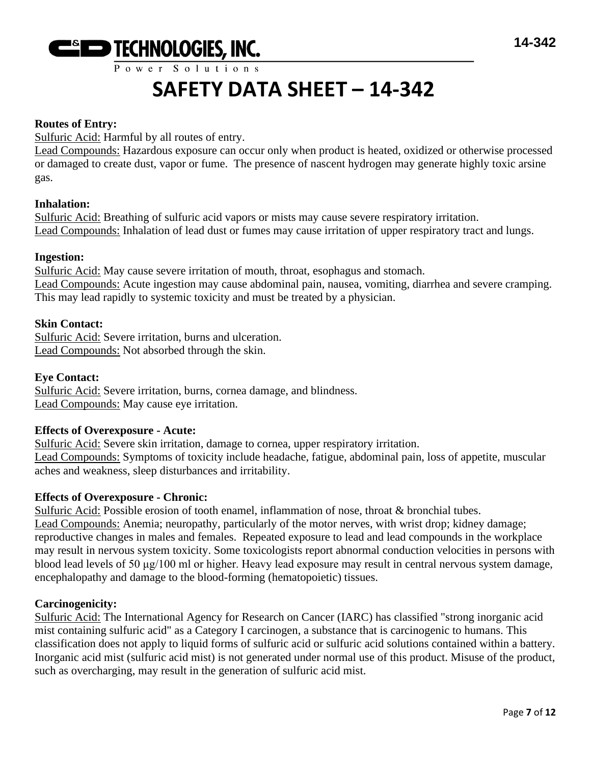# SAFETY DATA SHEET – 14-342

**Routes of Entry:**
Sulfuric Acid: Harmful by all routes of entry.
Lead Compounds: Hazardous exposure can occur only when product is heated, oxidized or otherwise processed or damaged to create dust, vapor or fume. The presence of nascent hydrogen may generate highly toxic arsine gas.

**Inhalation:**
Sulfuric Acid: Breathing of sulfuric acid vapors or mists may cause severe respiratory irritation.
Lead Compounds: Inhalation of lead dust or fumes may cause irritation of upper respiratory tract and lungs.

**Ingestion:**
Sulfuric Acid: May cause severe irritation of mouth, throat, esophagus and stomach.
Lead Compounds: Acute ingestion may cause abdominal pain, nausea, vomiting, diarrhea and severe cramping. This may lead rapidly to systemic toxicity and must be treated by a physician.

**Skin Contact:**
Sulfuric Acid: Severe irritation, burns and ulceration.
Lead Compounds: Not absorbed through the skin.

**Eye Contact:**
Sulfuric Acid: Severe irritation, burns, cornea damage, and blindness.
Lead Compounds: May cause eye irritation.

**Effects of Overexposure - Acute:**
Sulfuric Acid: Severe skin irritation, damage to cornea, upper respiratory irritation.
Lead Compounds: Symptoms of toxicity include headache, fatigue, abdominal pain, loss of appetite, muscular aches and weakness, sleep disturbances and irritability.

**Effects of Overexposure - Chronic:**
Sulfuric Acid: Possible erosion of tooth enamel, inflammation of nose, throat & bronchial tubes.
Lead Compounds: Anemia; neuropathy, particularly of the motor nerves, with wrist drop; kidney damage; reproductive changes in males and females. Repeated exposure to lead and lead compounds in the workplace may result in nervous system toxicity. Some toxicologists report abnormal conduction velocities in persons with blood lead levels of 50 μg/100 ml or higher. Heavy lead exposure may result in central nervous system damage, encephalopathy and damage to the blood-forming (hematopoietic) tissues.

**Carcinogenicity:**
Sulfuric Acid: The International Agency for Research on Cancer (IARC) has classified "strong inorganic acid mist containing sulfuric acid" as a Category I carcinogen, a substance that is carcinogenic to humans. This classification does not apply to liquid forms of sulfuric acid or sulfuric acid solutions contained within a battery. Inorganic acid mist (sulfuric acid mist) is not generated under normal use of this product. Misuse of the product, such as overcharging, may result in the generation of sulfuric acid mist.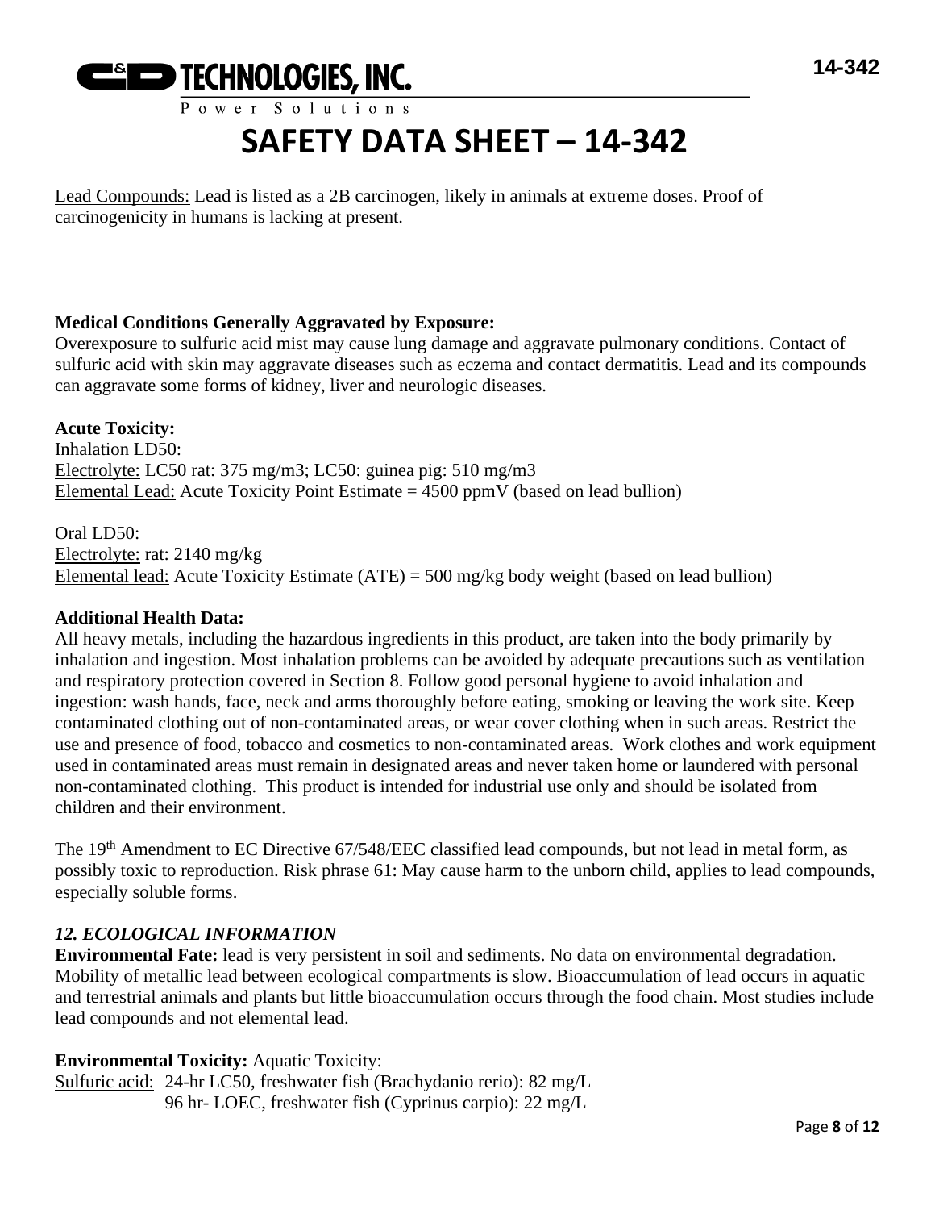Lead Compounds: Lead is listed as a 2B carcinogen, likely in animals at extreme doses. Proof of carcinogenicity in humans is lacking at present.

**Medical Conditions Generally Aggravated by Exposure:**
Overexposure to sulfuric acid mist may cause lung damage and aggravate pulmonary conditions. Contact of sulfuric acid with skin may aggravate diseases such as eczema and contact dermatitis. Lead and its compounds can aggravate some forms of kidney, liver and neurologic diseases.

**Acute Toxicity:**
Inhalation LD50:
Electrolyte: LC50 rat: 375 mg/m3; LC50: guinea pig: 510 mg/m3
Elemental Lead: Acute Toxicity Point Estimate = 4500 ppmV (based on lead bullion)

Oral LD50:
Electrolyte: rat: 2140 mg/kg
Elemental lead: Acute Toxicity Estimate (ATE) = 500 mg/kg body weight (based on lead bullion)

**Additional Health Data:**
All heavy metals, including the hazardous ingredients in this product, are taken into the body primarily by inhalation and ingestion. Most inhalation problems can be avoided by adequate precautions such as ventilation and respiratory protection covered in Section 8. Follow good personal hygiene to avoid inhalation and ingestion: wash hands, face, neck and arms thoroughly before eating, smoking or leaving the work site. Keep contaminated clothing out of non-contaminated areas, or wear cover clothing when in such areas. Restrict the use and presence of food, tobacco and cosmetics to non-contaminated areas. Work clothes and work equipment used in contaminated areas must remain in designated areas and never taken home or laundered with personal non-contaminated clothing. This product is intended for industrial use only and should be isolated from children and their environment.

The 19th Amendment to EC Directive 67/548/EEC classified lead compounds, but not lead in metal form, as possibly toxic to reproduction. Risk phrase 61: May cause harm to the unborn child, applies to lead compounds, especially soluble forms.

### *12. ECOLOGICAL INFORMATION*

**Environmental Fate:** lead is very persistent in soil and sediments. No data on environmental degradation. Mobility of metallic lead between ecological compartments is slow. Bioaccumulation of lead occurs in aquatic and terrestrial animals and plants but little bioaccumulation occurs through the food chain. Most studies include lead compounds and not elemental lead.

**Environmental Toxicity:** Aquatic Toxicity:
Sulfuric acid: 24-hr LC50, freshwater fish (Brachydanio rerio): 82 mg/L
96 hr- LOEC, freshwater fish (Cyprinus carpio): 22 mg/L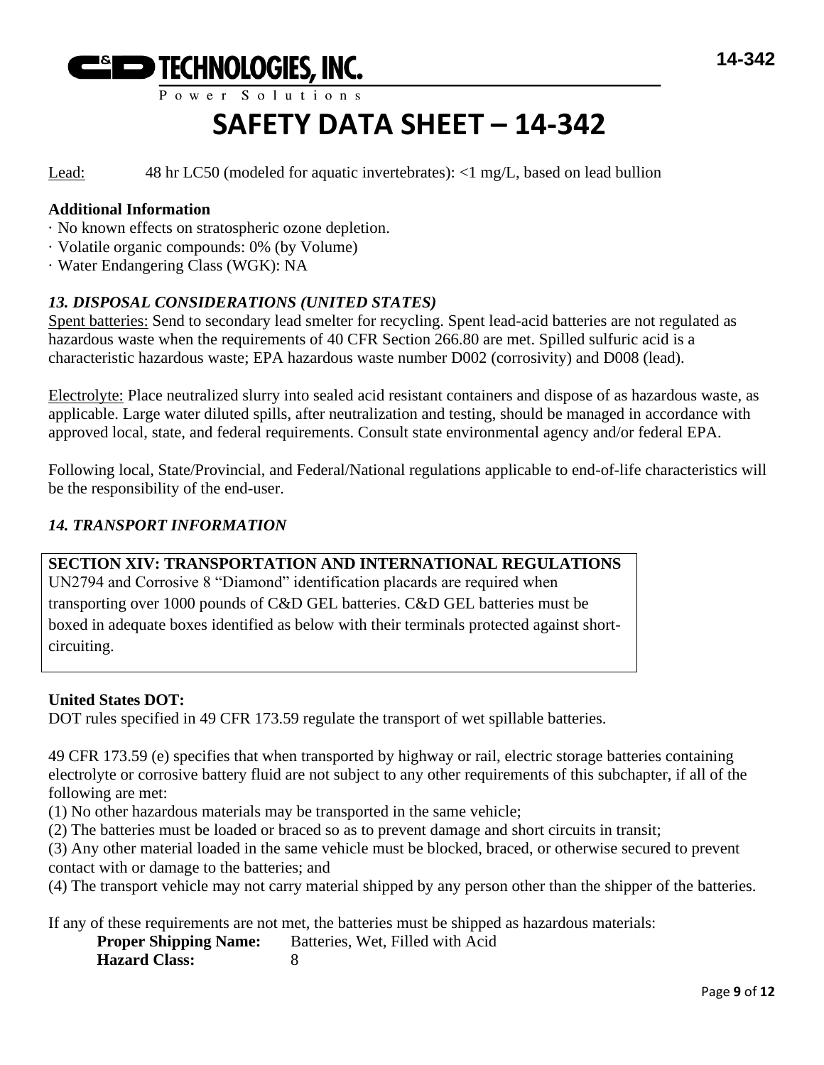Lead: 48 hr LC50 (modeled for aquatic invertebrates): <1 mg/L, based on lead bullion

**Additional Information**

· No known effects on stratospheric ozone depletion.
· Volatile organic compounds: 0% (by Volume)
· Water Endangering Class (WGK): NA

### *13. DISPOSAL CONSIDERATIONS (UNITED STATES)*

Spent batteries: Send to secondary lead smelter for recycling. Spent lead-acid batteries are not regulated as hazardous waste when the requirements of 40 CFR Section 266.80 are met. Spilled sulfuric acid is a characteristic hazardous waste; EPA hazardous waste number D002 (corrosivity) and D008 (lead).

Electrolyte: Place neutralized slurry into sealed acid resistant containers and dispose of as hazardous waste, as applicable. Large water diluted spills, after neutralization and testing, should be managed in accordance with approved local, state, and federal requirements. Consult state environmental agency and/or federal EPA.

Following local, State/Provincial, and Federal/National regulations applicable to end-of-life characteristics will be the responsibility of the end-user.

### *14. TRANSPORT INFORMATION*

**SECTION XIV: TRANSPORTATION AND INTERNATIONAL REGULATIONS**
UN2794 and Corrosive 8 "Diamond" identification placards are required when transporting over 1000 pounds of C&D GEL batteries. C&D GEL batteries must be boxed in adequate boxes identified as below with their terminals protected against short-circuiting.

**United States DOT:**
DOT rules specified in 49 CFR 173.59 regulate the transport of wet spillable batteries.

49 CFR 173.59 (e) specifies that when transported by highway or rail, electric storage batteries containing electrolyte or corrosive battery fluid are not subject to any other requirements of this subchapter, if all of the following are met:

(1) No other hazardous materials may be transported in the same vehicle;
(2) The batteries must be loaded or braced so as to prevent damage and short circuits in transit;
(3) Any other material loaded in the same vehicle must be blocked, braced, or otherwise secured to prevent contact with or damage to the batteries; and
(4) The transport vehicle may not carry material shipped by any person other than the shipper of the batteries.

If any of these requirements are not met, the batteries must be shipped as hazardous materials:

**Proper Shipping Name:** Batteries, Wet, Filled with Acid
**Hazard Class:** 8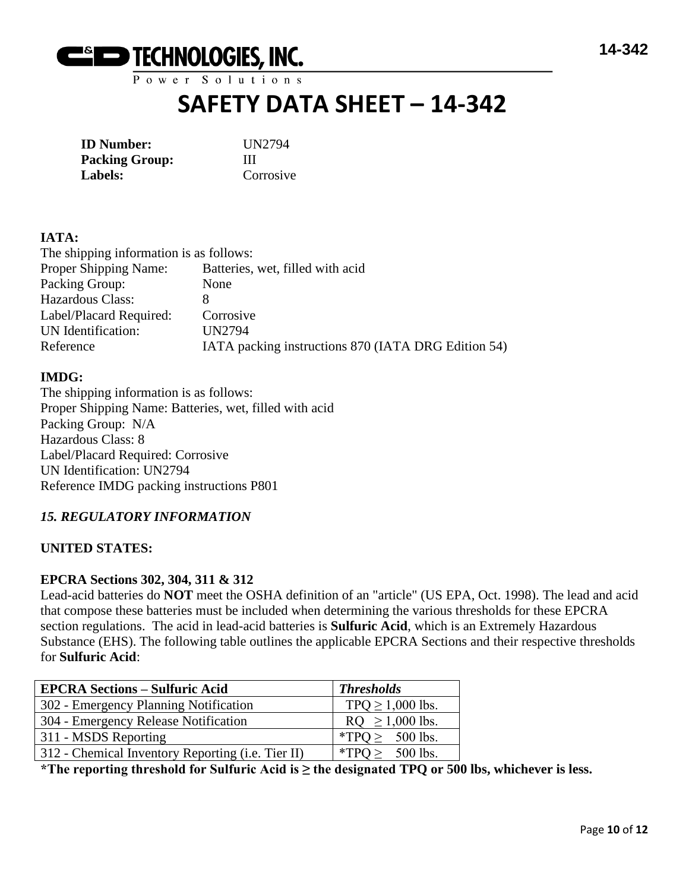# SAFETY DATA SHEET – 14-342

**ID Number:** UN2794
**Packing Group:** III
**Labels:** Corrosive

**IATA:**

The shipping information is as follows:

Proper Shipping Name: Batteries, wet, filled with acid
Packing Group: None
Hazardous Class: 8
Label/Placard Required: Corrosive
UN Identification: UN2794
Reference IATA packing instructions 870 (IATA DRG Edition 54)

**IMDG:**

The shipping information is as follows:
Proper Shipping Name: Batteries, wet, filled with acid
Packing Group: N/A
Hazardous Class: 8
Label/Placard Required: Corrosive
UN Identification: UN2794
Reference IMDG packing instructions P801

## *15. REGULATORY INFORMATION*

**UNITED STATES:**

**EPCRA Sections 302, 304, 311 & 312**

Lead-acid batteries do **NOT** meet the OSHA definition of an "article" (US EPA, Oct. 1998). The lead and acid that compose these batteries must be included when determining the various thresholds for these EPCRA section regulations. The acid in lead-acid batteries is **Sulfuric Acid**, which is an Extremely Hazardous Substance (EHS). The following table outlines the applicable EPCRA Sections and their respective thresholds for **Sulfuric Acid**:

| EPCRA Sections – Sulfuric Acid | *Thresholds* |
|---|---|
| 302 - Emergency Planning Notification | TPQ ≥ 1,000 lbs. |
| 304 - Emergency Release Notification | RQ ≥ 1,000 lbs. |
| 311 - MSDS Reporting | *TPQ ≥ 500 lbs. |
| 312 - Chemical Inventory Reporting (i.e. Tier II) | *TPQ ≥ 500 lbs. |

**\*The reporting threshold for Sulfuric Acid is ≥ the designated TPQ or 500 lbs, whichever is less.**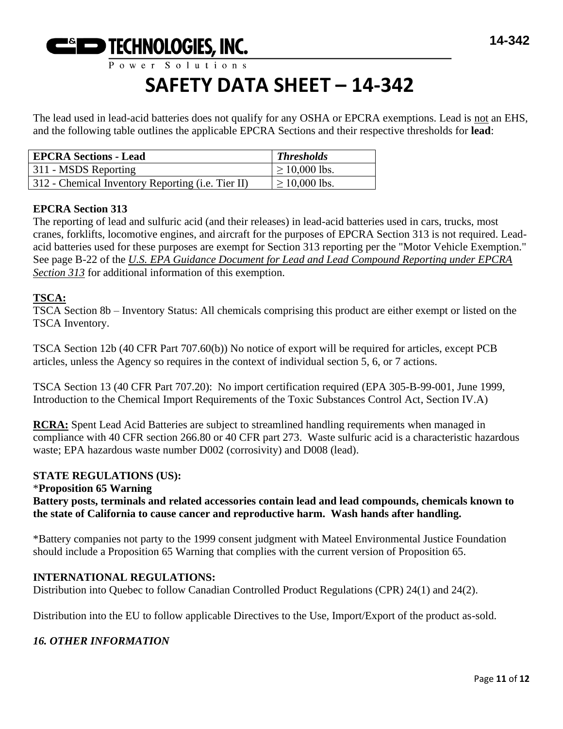# SAFETY DATA SHEET – 14-342

The lead used in lead-acid batteries does not qualify for any OSHA or EPCRA exemptions. Lead is <u>not</u> an EHS, and the following table outlines the applicable EPCRA Sections and their respective thresholds for **lead**:

| **EPCRA Sections - Lead** | ***Thresholds*** |
|---|---|
| 311 - MSDS Reporting | ≥ 10,000 lbs. |
| 312 - Chemical Inventory Reporting (i.e. Tier II) | ≥ 10,000 lbs. |

**EPCRA Section 313**

The reporting of lead and sulfuric acid (and their releases) in lead-acid batteries used in cars, trucks, most cranes, forklifts, locomotive engines, and aircraft for the purposes of EPCRA Section 313 is not required. Lead-acid batteries used for these purposes are exempt for Section 313 reporting per the "Motor Vehicle Exemption." See page B-22 of the *U.S. EPA Guidance Document for Lead and Lead Compound Reporting under EPCRA Section 313* for additional information of this exemption.

**TSCA:**

TSCA Section 8b – Inventory Status: All chemicals comprising this product are either exempt or listed on the TSCA Inventory.

TSCA Section 12b (40 CFR Part 707.60(b)) No notice of export will be required for articles, except PCB articles, unless the Agency so requires in the context of individual section 5, 6, or 7 actions.

TSCA Section 13 (40 CFR Part 707.20): No import certification required (EPA 305-B-99-001, June 1999, Introduction to the Chemical Import Requirements of the Toxic Substances Control Act, Section IV.A)

**RCRA:** Spent Lead Acid Batteries are subject to streamlined handling requirements when managed in compliance with 40 CFR section 266.80 or 40 CFR part 273. Waste sulfuric acid is a characteristic hazardous waste; EPA hazardous waste number D002 (corrosivity) and D008 (lead).

**STATE REGULATIONS (US):**

\***Proposition 65 Warning**

**Battery posts, terminals and related accessories contain lead and lead compounds, chemicals known to the state of California to cause cancer and reproductive harm. Wash hands after handling.**

\*Battery companies not party to the 1999 consent judgment with Mateel Environmental Justice Foundation should include a Proposition 65 Warning that complies with the current version of Proposition 65.

**INTERNATIONAL REGULATIONS:**

Distribution into Quebec to follow Canadian Controlled Product Regulations (CPR) 24(1) and 24(2).

Distribution into the EU to follow applicable Directives to the Use, Import/Export of the product as-sold.

## *16. OTHER INFORMATION*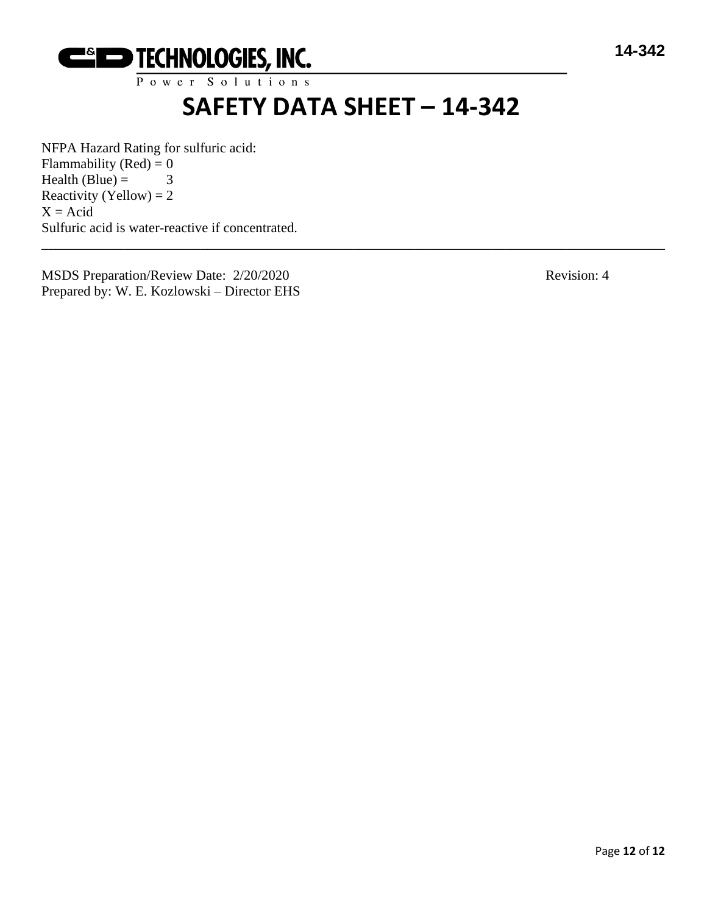NFPA Hazard Rating for sulfuric acid:
Flammability (Red) = 0
Health (Blue) = 3
Reactivity (Yellow) = 2
X = Acid
Sulfuric acid is water-reactive if concentrated.

---

MSDS Preparation/Review Date: 2/20/2020 Revision: 4
Prepared by: W. E. Kozlowski – Director EHS